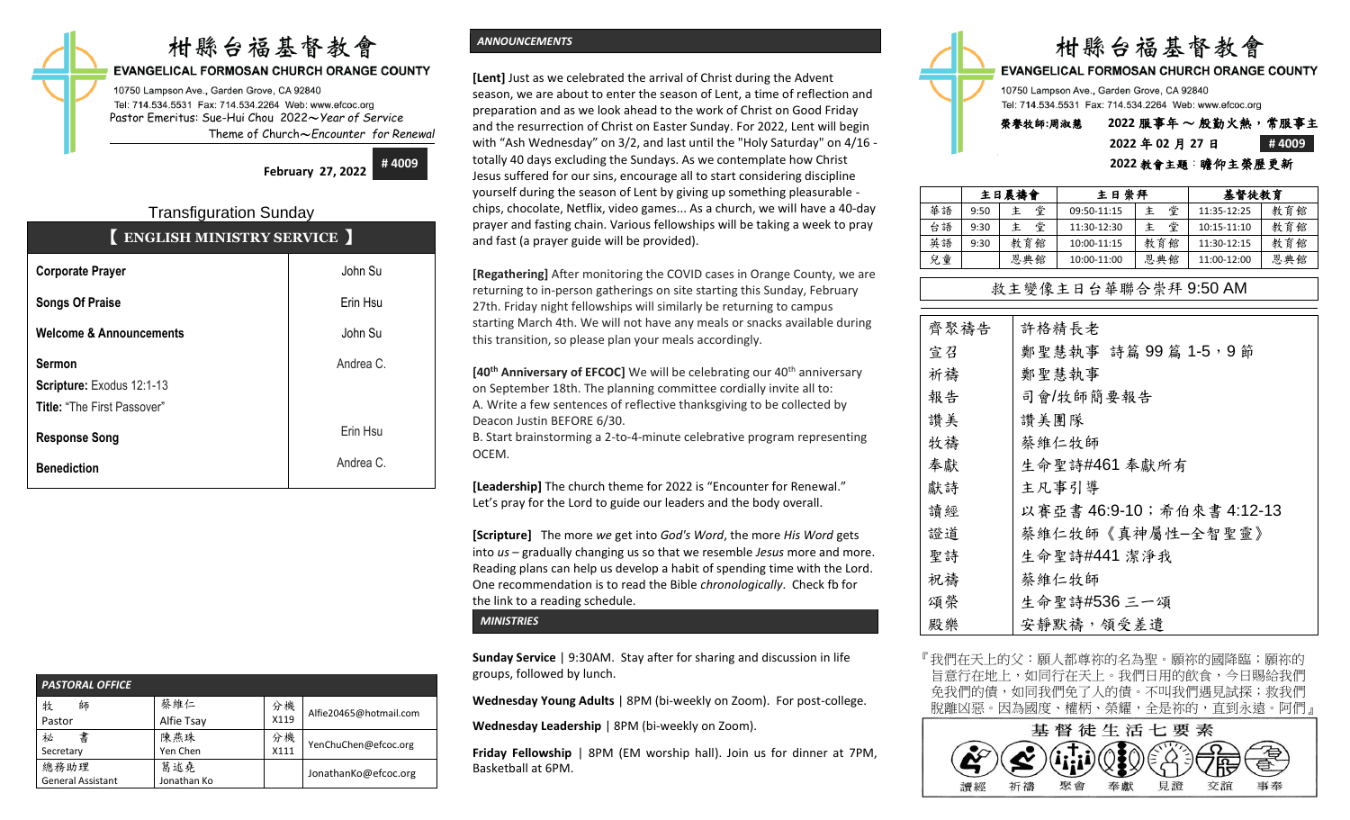# 柑縣台福基督教會

**EVANGELICAL FORMOSAN CHURCH ORANGE COUNTY**

10750 Lampson Ave., Garden Grove, CA 92840
Tel: 714.534.5531 Fax: 714.534.2264 Web: www.efcoc.org
Pastor Emeritus: Sue-Hui Chou 2022～*Year of Service*
Theme of Church～*Encounter for Renewal*

**February 27, 2022** **# 4009**

## Transfiguration Sunday

### 【 ENGLISH MINISTRY SERVICE 】

| | |
|---|---|
| **Corporate Prayer** | John Su |
| **Songs Of Praise** | Erin Hsu |
| **Welcome & Announcements** | John Su |
| **Sermon**<br>**Scripture:** Exodus 12:1-13<br>**Title:** "The First Passover" | Andrea C. |
| **Response Song** | Erin Hsu |
| **Benediction** | Andrea C. |

### *PASTORAL OFFICE*

| | | | |
|---|---|---|---|
| 牧師<br>Pastor | 蔡維仁<br>Alfie Tsay | 分機<br>X119 | Alfie20465@hotmail.com |
| 秘書<br>Secretary | 陳燕珠<br>Yen Chen | 分機<br>X111 | YenChuChen@efcoc.org |
| 總務助理<br>General Assistant | 葛述堯<br>Jonathan Ko | | JonathanKo@efcoc.org |

### *ANNOUNCEMENTS*

**[Lent]** Just as we celebrated the arrival of Christ during the Advent season, we are about to enter the season of Lent, a time of reflection and preparation and as we look ahead to the work of Christ on Good Friday and the resurrection of Christ on Easter Sunday. For 2022, Lent will begin with "Ash Wednesday" on 3/2, and last until the "Holy Saturday" on 4/16 - totally 40 days excluding the Sundays. As we contemplate how Christ Jesus suffered for our sins, encourage all to start considering discipline yourself during the season of Lent by giving up something pleasurable - chips, chocolate, Netflix, video games... As a church, we will have a 40-day prayer and fasting chain. Various fellowships will be taking a week to pray and fast (a prayer guide will be provided).

**[Regathering]** After monitoring the COVID cases in Orange County, we are returning to in-person gatherings on site starting this Sunday, February 27th. Friday night fellowships will similarly be returning to campus starting March 4th. We will not have any meals or snacks available during this transition, so please plan your meals accordingly.

**[40th Anniversary of EFCOC]** We will be celebrating our 40th anniversary on September 18th. The planning committee cordially invite all to:
A. Write a few sentences of reflective thanksgiving to be collected by Deacon Justin BEFORE 6/30.
B. Start brainstorming a 2-to-4-minute celebrative program representing OCEM.

**[Leadership]** The church theme for 2022 is "Encounter for Renewal." Let's pray for the Lord to guide our leaders and the body overall.

**[Scripture]** The more *we* get into *God's Word*, the more *His Word* gets into *us* – gradually changing us so that we resemble *Jesus* more and more. Reading plans can help us develop a habit of spending time with the Lord. One recommendation is to read the Bible *chronologically*. Check fb for the link to a reading schedule.

### *MINISTRIES*

**Sunday Service** | 9:30AM. Stay after for sharing and discussion in life groups, followed by lunch.

**Wednesday Young Adults** | 8PM (bi-weekly on Zoom). For post-college.

**Wednesday Leadership** | 8PM (bi-weekly on Zoom).

**Friday Fellowship** | 8PM (EM worship hall). Join us for dinner at 7PM, Basketball at 6PM.

# 柑縣台福基督教會

**EVANGELICAL FORMOSAN CHURCH ORANGE COUNTY**

10750 Lampson Ave., Garden Grove, CA 92840
Tel: 714.534.5531 Fax: 714.534.2264 Web: www.efcoc.org
榮譽牧師:周淑慧 2022 服事年 ～ 殷勤火熱，常服事主
2022 年 02 月 27 日 **# 4009**
2022 教會主題：瞻仰主榮歷更新

| | 主日晨禱會 | | 主日崇拜 | | 基督徒教育 | |
|---|---|---|---|---|---|---|
| 華語 | 9:50 | 主　堂 | 09:50-11:15 | 主　堂 | 11:35-12:25 | 教育館 |
| 台語 | 9:30 | 主　堂 | 11:30-12:30 | 主　堂 | 10:15-11:10 | 教育館 |
| 英語 | 9:30 | 教育館 | 10:00-11:15 | 教育館 | 11:30-12:15 | 教育館 |
| 兒童 | | 恩典館 | 10:00-11:00 | 恩典館 | 11:00-12:00 | 恩典館 |

救主變像主日台華聯合崇拜 9:50 AM

| | |
|---|---|
| 齊聚禱告 | 許格精長老 |
| 宣召 | 鄭聖慧執事 詩篇 99 篇 1-5，9 節 |
| 祈禱 | 鄭聖慧執事 |
| 報告 | 司會/牧師簡要報告 |
| 讚美 | 讚美團隊 |
| 牧禱 | 蔡維仁牧師 |
| 奉獻 | 生命聖詩#461 奉獻所有 |
| 獻詩 | 主凡事引導 |
| 讀經 | 以賽亞書 46:9-10；希伯來書 4:12-13 |
| 證道 | 蔡維仁牧師《真神屬性─全智聖靈》 |
| 聖詩 | 生命聖詩#441 潔淨我 |
| 祝禱 | 蔡維仁牧師 |
| 頌榮 | 生命聖詩#536 三一頌 |
| 殿樂 | 安靜默禱，領受差遣 |

『我們在天上的父：願人都尊祢的名為聖。願祢的國降臨；願祢的旨意行在地上，如同行在天上。我們日用的飲食，今日賜給我們免我們的債，如同我們免了人的債。不叫我們遇見試探；救我們脫離凶惡。因為國度、權柄、榮耀，全是祢的，直到永遠。阿們』

**基督徒生活七要素**

讀經　祈禱　聚會　奉獻　見證　交誼　事奉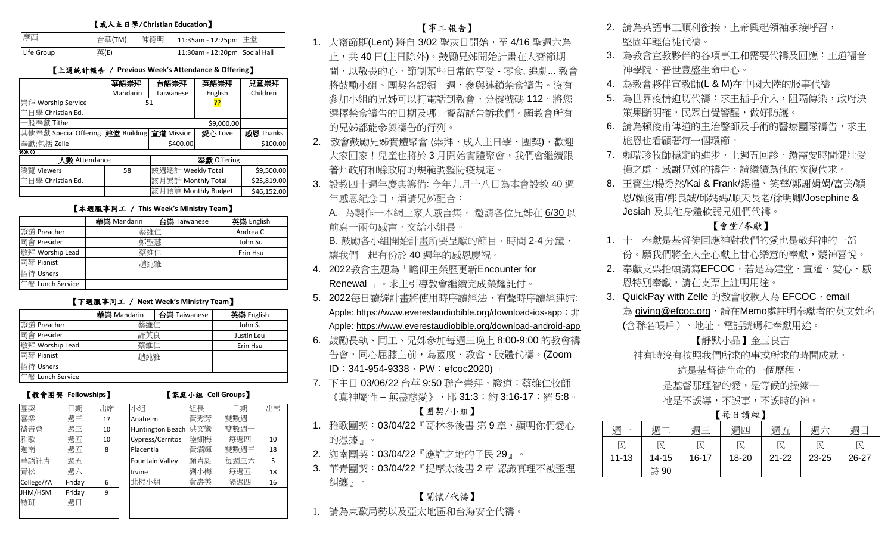## 【成人主日學/Christian Education】

| | | | | |
|---|---|---|---|---|
| 摩西 | 台華(TM) | 陳德明 | 11:35am - 12:25pm | 主堂 |
| Life Group | 英(E) | | 11:30am - 12:20pm | Social Hall |

## 【上週統計報告 / Previous Week's Attendance & Offering】

| | 華語崇拜 Mandarin | 台語崇拜 Taiwanese | 英語崇拜 English | 兒童崇拜 Children |
|---|---|---|---|---|
| 崇拜 Worship Service | 51 | | ?? | |
| 主日學 Christian Ed. | | | | |
| 一般奉獻 Tithe | | | $9,000.00 | |
| 其他奉獻 Special Offering | 建堂 Building | 宣道 Mission | 愛心 Love | 感恩 Thanks |
| 奉獻:包括 Zelle | | $400.00 | | $100.00 |

$600.00

| 人數 Attendance | | 奉獻 Offering | |
|---|---|---|---|
| 瀏覽 Viewers | 58 | 該週總計 Weekly Total | $9,500.00 |
| 主日學 Christian Ed. | | 該月累計 Monthly Total | $25,819.00 |
| | | 該月預算 Monthly Budget | $46,152.00 |

## 【本週服事同工 / This Week's Ministry Team】

| | 華崇 Mandarin | 台崇 Taiwanese | 英崇 English |
|---|---|---|---|
| 證道 Preacher | 蔡維仁 | | Andrea C. |
| 司會 Presider | 鄭聖慧 | | John Su |
| 敬拜 Worship Lead | 蔡維仁 | | Erin Hsu |
| 司琴 Pianist | 趙純雅 | | |
| 招待 Ushers | | | |
| 午餐 Lunch Service | | | |

## 【下週服事同工 / Next Week's Ministry Team】

| | 華崇 Mandarin | 台崇 Taiwanese | 英崇 English |
|---|---|---|---|
| 證道 Preacher | 蔡維仁 | | John S. |
| 司會 Presider | 許英良 | | Justin Leu |
| 敬拜 Worship Lead | 蔡維仁 | | Erin Hsu |
| 司琴 Pianist | 趙純雅 | | |
| 招待 Ushers | | | |
| 午餐 Lunch Service | | | |

## 【教會團契 Fellowships】

| 團契 | 日期 | 出席 |
|---|---|---|
| 喜樂 | 週三 | 17 |
| 禱告會 | 週三 | 10 |
| 雅歌 | 週五 | 10 |
| 迦南 | 週五 | 8 |
| 華語社青 | 週五 | |
| 青松 | 週六 | |
| College/YA | Friday | 6 |
| JHM/HSM | Friday | 9 |
| 詩班 | 週日 | |

## 【家庭小組 Cell Groups】

| 小組 | 組長 | 日期 | 出席 |
|---|---|---|---|
| Anaheim | 黃秀芳 | 雙數週一 | |
| Huntington Beach | 洪文鸞 | 雙數週一 | |
| Cypress/Cerritos | 陸細梅 | 每週四 | 10 |
| Placentia | 黃滿輝 | 雙數週三 | 18 |
| Fountain Valley | 顏青毅 | 每週三六 | 5 |
| Irvine | 劉小梅 | 每週五 | 18 |
| 北橙小組 | 黃壽美 | 隔週四 | 16 |

## 【事工報告】

1. 大齋節期(Lent) 將自 3/02 聖灰日開始，至 4/16 聖週六為止，共 40 日(主日除外)。鼓勵兄姊開始計畫在大齋節期間，以敬畏的心，節制某些日常的享受 - 零食, 追劇... 教會將鼓勵小組、團契各認領一週，參與連鎖禁食禱告。沒有參加小組的兄姊可以打電話到教會，分機號碼 112，將您選擇禁食禱告的日期及哪一餐留話告訴我們。願教會所有的兄姊都能參與禱告的行列。
2. 教會鼓勵兄姊實體聚會 (崇拜、成人主日學、團契)，歡迎大家回家！兒童也將於 3 月開始實體聚會，我們會繼續跟著州政府和縣政府的規範調整防疫規定。
3. 設教四十週年慶典籌備: 今年九月十八日為本會設教 40 週年感恩紀念日，煩請兄姊配合：
   A. 為製作一本網上家人感言集， 邀請各位兄姊在 6/30 以前寫一兩句感言，交給小組長。
   B. 鼓勵各小組開始計畫所要呈獻的節目，時間 2-4 分鐘，讓我們一起有份於 40 週年的感恩慶祝。
4. 2022教會主題為「瞻仰主榮歷更新Encounter for Renewal 」。求主引導教會繼續完成榮耀託付。
5. 2022每日讀經計畫將使用時序讀經法，有聲時序讀經連結: Apple: https://www.everestaudiobible.org/download-ios-app；非 Apple: https://www.everestaudiobible.org/download-android-app
6. 鼓勵長執、同工、兄姊參加每週三晚上 8:00-9:00 的教會禱告會，同心屈膝主前，為國度、教會、肢體代禱。(Zoom ID：341-954-9338，PW：efcoc2020) 。
7. 下主日 03/06/22 台華 9:50 聯合崇拜，證道：蔡維仁牧師《真神屬性 – 無盡慈愛》，耶 31:3；約 3:16-17；羅 5:8。

## 【團契/小組】

1. 雅歌團契：03/04/22『哥林多後書 第 9 章，顯明你們愛心的憑據』。
2. 迦南團契：03/04/22『應許之地的子民 29』。
3. 華青團契：03/04/22『提摩太後書 2 章 認識真理不被歪理糾纏』。

## 【關懷/代禱】

1. 請為東歐局勢以及亞太地區和台海安全代禱。
2. 請為英語事工順利銜接，上帝興起領袖承接呼召，堅固年輕信徒代禱。
3. 為教會宣教夥伴的各項事工和需要代禱及回應：正道福音神學院、普世豐盛生命中心。
4. 為教會夥伴宣教師(L & M)在中國大陸的服事代禱。
5. 為世界疫情迫切代禱：求主插手介入，阻隔傳染，政府決策果斷明確，民眾自覺警醒，做好防護。
6. 請為賴俊甫傳道的主治醫師及手術的醫療團隊禱告，求主施恩也看顧著每一個環節。
7. 賴瑞珍牧師穩定的進步，上週五回診，還需要時間健壯受損之處，感謝兄姊的禱告，請繼續為他的恢復代求。
8. 王寶生/楊秀然/Kai & Frank/錫禮、笑華/鄭謝娟娟/富美/穎恩/賴俊甫/鄭良誠/邱媽媽/順天長老/徐明卿/Josephine & Jesiah 及其他身體軟弱兄姐們代禱。

## 【會堂/奉獻】

1. 十一奉獻是基督徒回應神對我們的愛也是敬拜神的一部份。願我們將全人全心獻上甘心樂意的奉獻，蒙神喜悅。
2. 奉獻支票抬頭請寫EFCOC，若是為建堂、宣道、愛心、感恩特別奉獻，請在支票上註明用途。
3. QuickPay with Zelle 的教會收款人為 EFCOC，email 為 giving@efcoc.org，請在Memo處註明奉獻者的英文姓名(含聯名帳戶）、地址、電話號碼和奉獻用途。

## 【靜默小品】金玉良言

神有時沒有按照我們所求的事或所求的時間成就，

這是基督徒生命的一個歷程，

是基督那理智的愛，是等候的操練—

祂是不誤導，不誤事，不誤時的神。

## 【每日讀經】

| 週一 | 週二 | 週三 | 週四 | 週五 | 週六 | 週日 |
|---|---|---|---|---|---|---|
| 民 | 民 | 民 | 民 | 民 | 民 | 民 |
| 11-13 | 14-15 詩 90 | 16-17 | 18-20 | 21-22 | 23-25 | 26-27 |